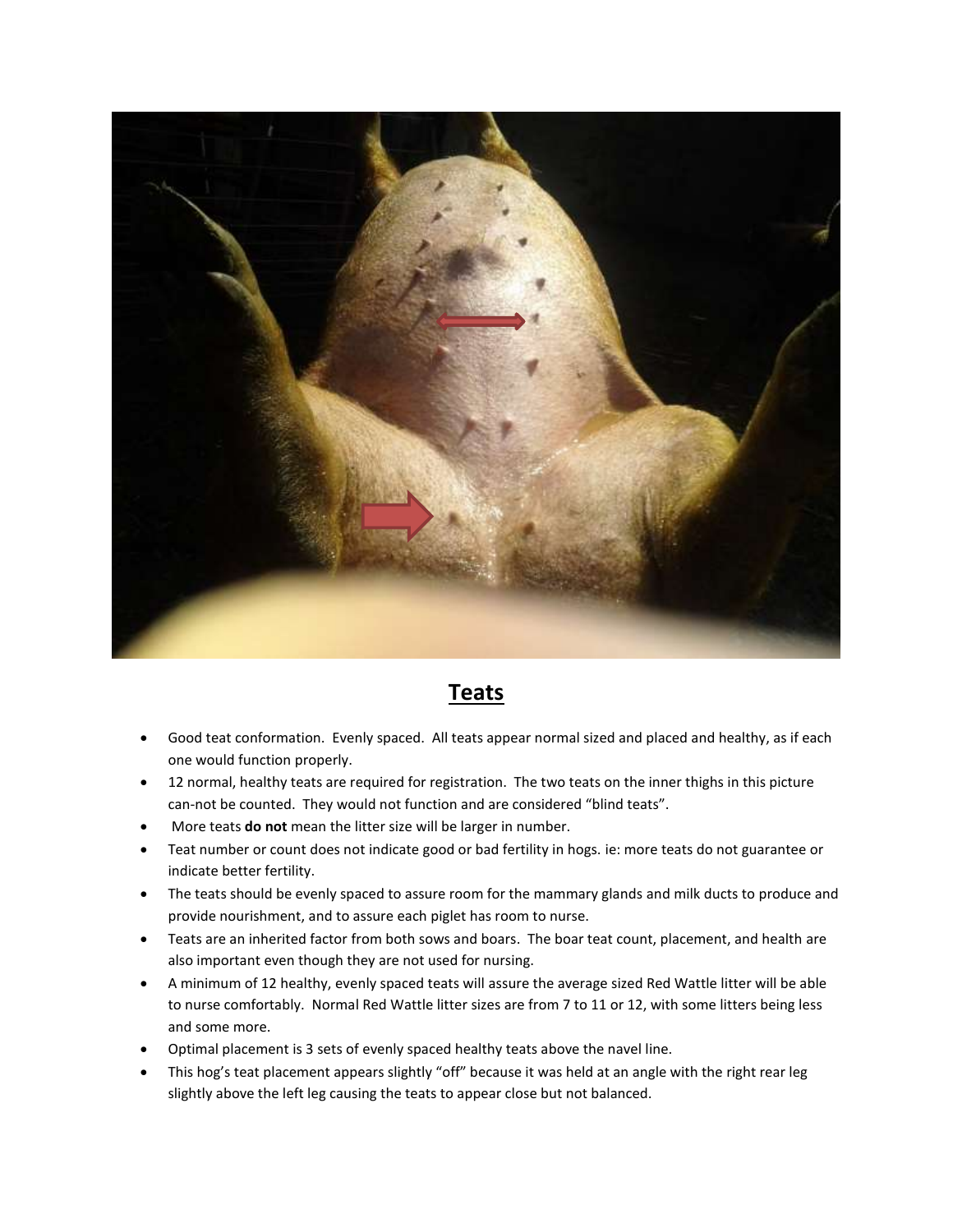## Teats

- Good teat conformation. Evenly spaced. All teats appear normal sized and placed and healthy, as if each one would function properly.
- 12 normal, healthy teats are required for registration. The two teats on the inner thighs in this picture can-not be counted. They would not function and are considered "blind teats".
- More teats **do not** mean the litter size will be larger in number.
- Teat number or count does not indicate good or bad fertility in hogs. ie: more teats do not guarantee or indicate better fertility.
- The teats should be evenly spaced to assure room for the mammary glands and milk ducts to produce and provide nourishment, and to assure each piglet has room to nurse.
- Teats are an inherited factor from both sows and boars. The boar teat count, placement, and health are also important even though they are not used for nursing.
- A minimum of 12 healthy, evenly spaced teats will assure the average sized Red Wattle litter will be able to nurse comfortably. Normal Red Wattle litter sizes are from 7 to 11 or 12, with some litters being less and some more.
- Optimal placement is 3 sets of evenly spaced healthy teats above the navel line.
- This hog's teat placement appears slightly "off" because it was held at an angle with the right rear leg slightly above the left leg causing the teats to appear close but not balanced.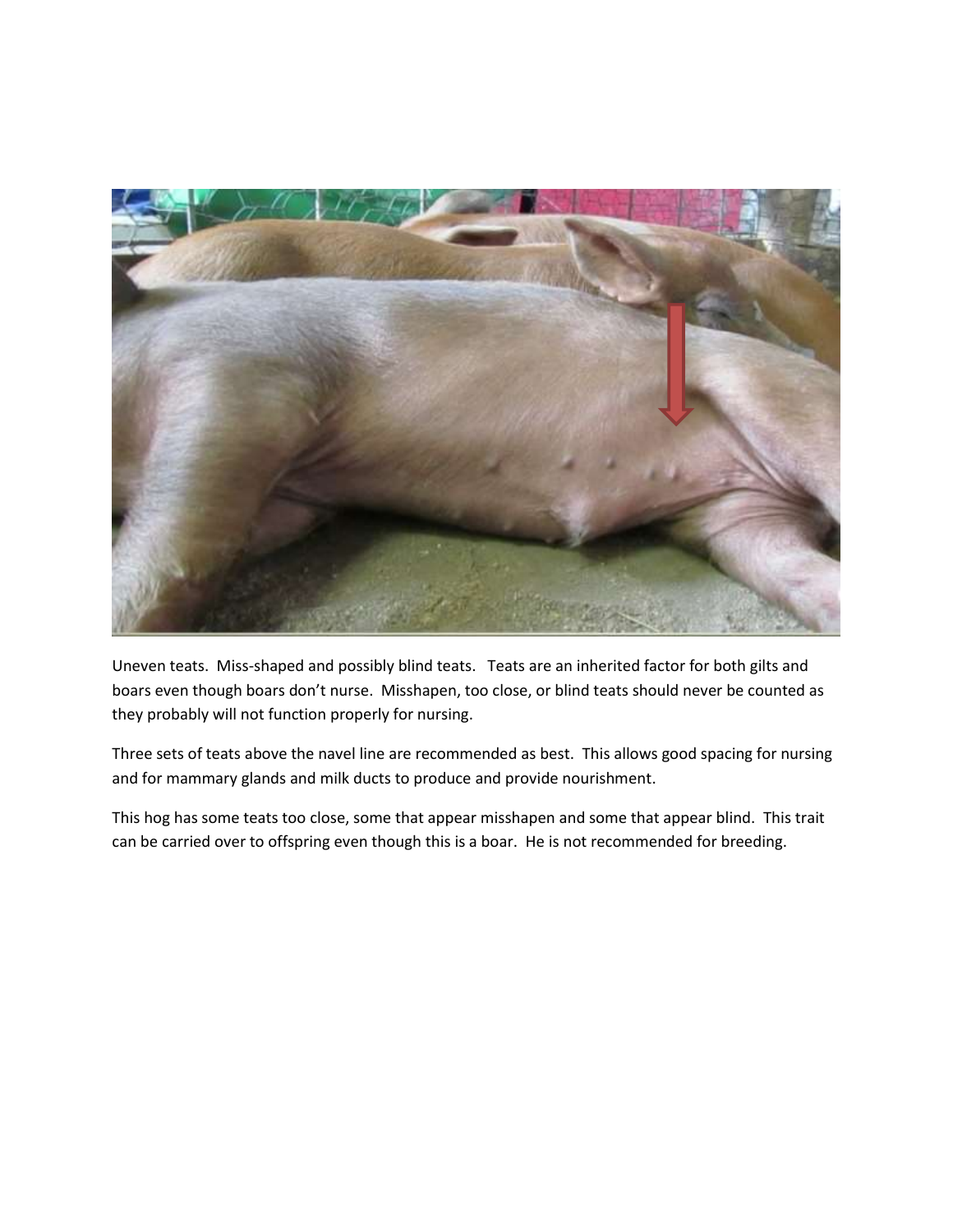Uneven teats. Miss-shaped and possibly blind teats. Teats are an inherited factor for both gilts and boars even though boars don't nurse. Misshapen, too close, or blind teats should never be counted as they probably will not function properly for nursing.

Three sets of teats above the navel line are recommended as best. This allows good spacing for nursing and for mammary glands and milk ducts to produce and provide nourishment.

This hog has some teats too close, some that appear misshapen and some that appear blind. This trait can be carried over to offspring even though this is a boar. He is not recommended for breeding.